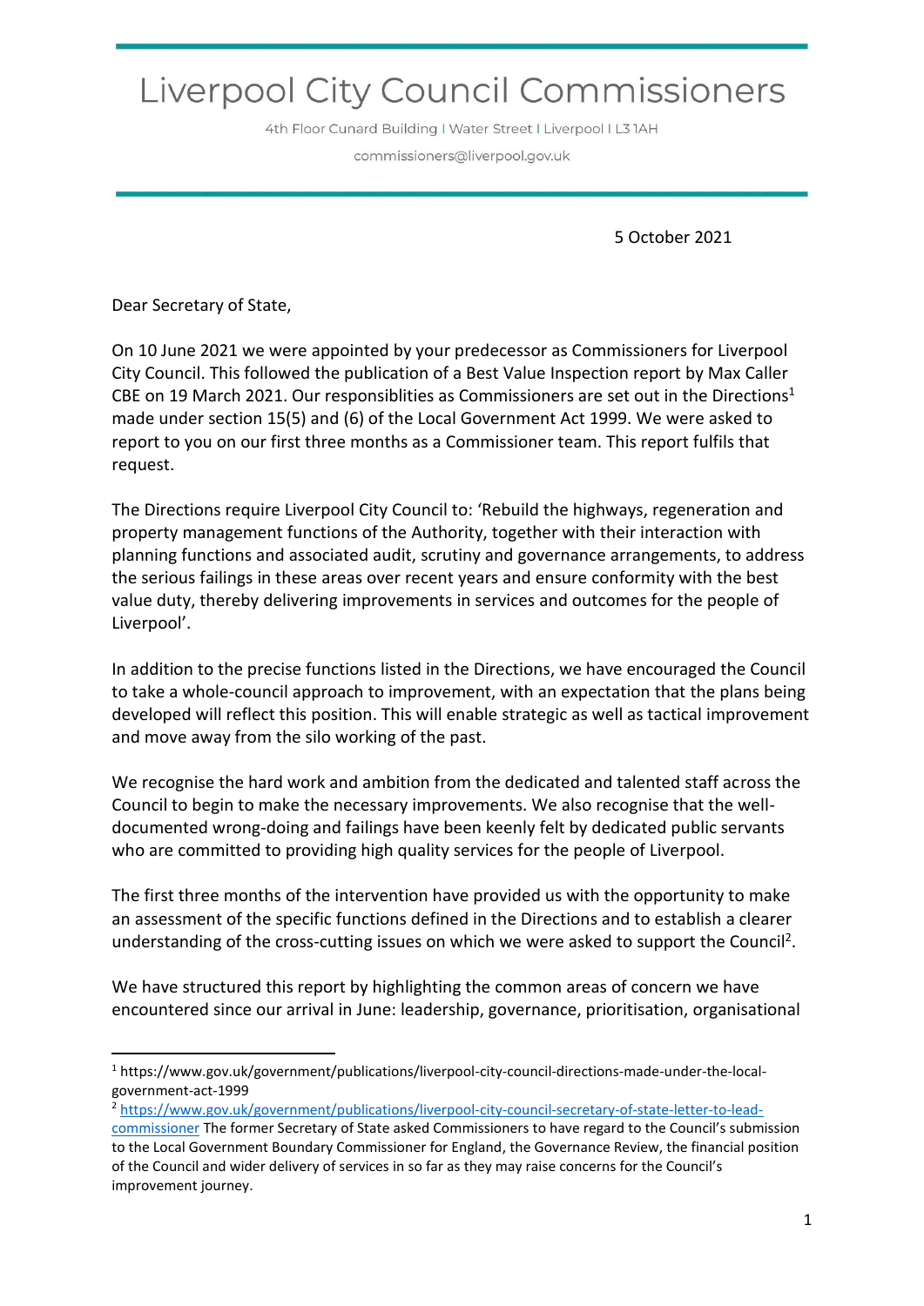# Liverpool City Council Commissioners

4th Floor Cunard Building | Water Street | Liverpool | L3 1AH

commissioners@liverpool.gov.uk

5 October 2021

Dear Secretary of State,

On 10 June 2021 we were appointed by your predecessor as Commissioners for Liverpool City Council. This followed the publication of a Best Value Inspection report by Max Caller CBE on 19 March 2021. Our responsiblities as Commissioners are set out in the Directions[1] made under section 15(5) and (6) of the Local Government Act 1999. We were asked to report to you on our first three months as a Commissioner team. This report fulfils that request.

The Directions require Liverpool City Council to: 'Rebuild the highways, regeneration and property management functions of the Authority, together with their interaction with planning functions and associated audit, scrutiny and governance arrangements, to address the serious failings in these areas over recent years and ensure conformity with the best value duty, thereby delivering improvements in services and outcomes for the people of Liverpool'.

In addition to the precise functions listed in the Directions, we have encouraged the Council to take a whole-council approach to improvement, with an expectation that the plans being developed will reflect this position. This will enable strategic as well as tactical improvement and move away from the silo working of the past.

We recognise the hard work and ambition from the dedicated and talented staff across the Council to begin to make the necessary improvements. We also recognise that the well-documented wrong-doing and failings have been keenly felt by dedicated public servants who are committed to providing high quality services for the people of Liverpool.

The first three months of the intervention have provided us with the opportunity to make an assessment of the specific functions defined in the Directions and to establish a clearer understanding of the cross-cutting issues on which we were asked to support the Council[2].

We have structured this report by highlighting the common areas of concern we have encountered since our arrival in June: leadership, governance, prioritisation, organisational

---

[1] https://www.gov.uk/government/publications/liverpool-city-council-directions-made-under-the-local-government-act-1999

[2] [https://www.gov.uk/government/publications/liverpool-city-council-secretary-of-state-letter-to-lead-commissioner](https://www.gov.uk/government/publications/liverpool-city-council-secretary-of-state-letter-to-lead-commissioner) The former Secretary of State asked Commissioners to have regard to the Council's submission to the Local Government Boundary Commissioner for England, the Governance Review, the financial position of the Council and wider delivery of services in so far as they may raise concerns for the Council's improvement journey.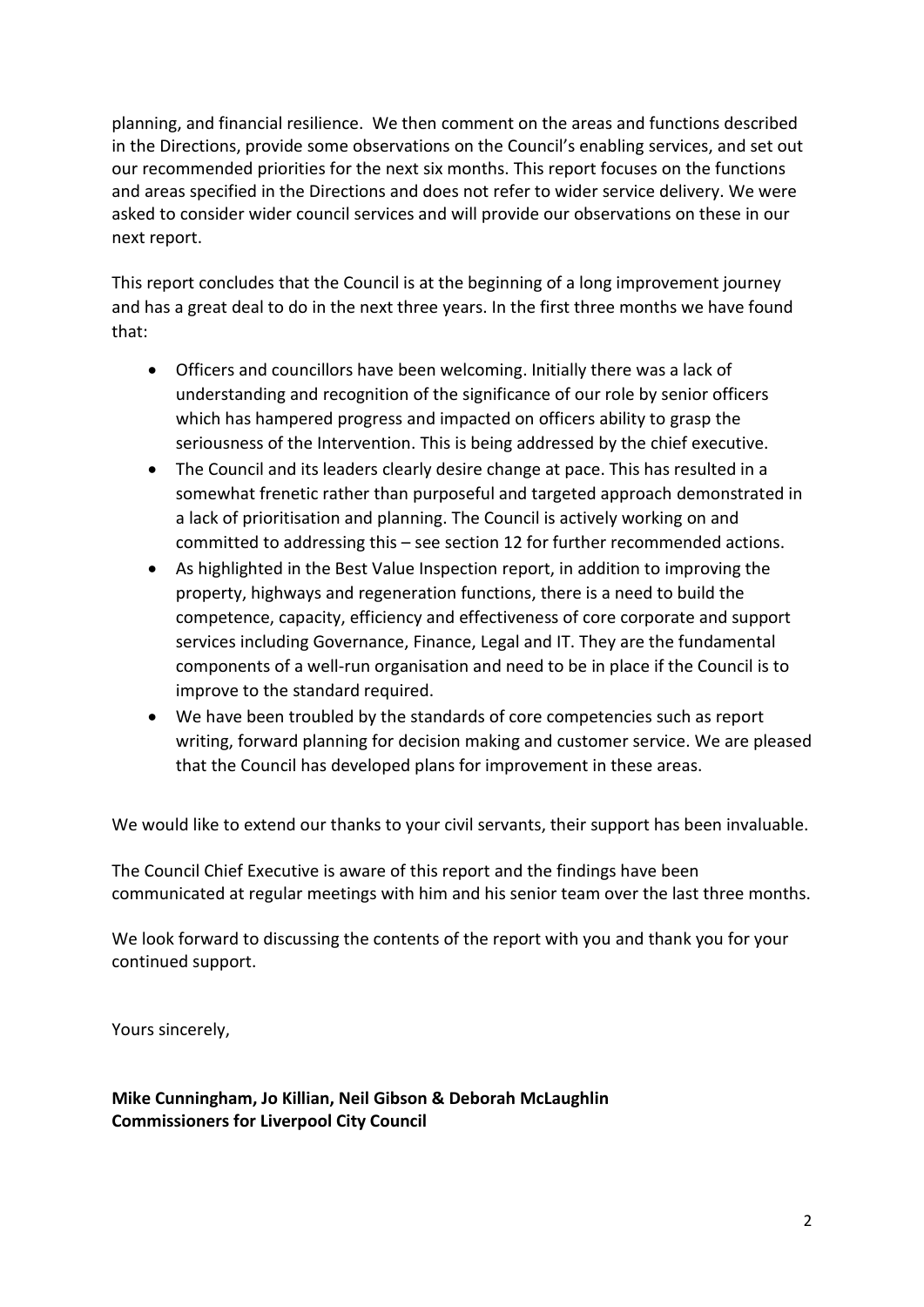planning, and financial resilience. We then comment on the areas and functions described in the Directions, provide some observations on the Council's enabling services, and set out our recommended priorities for the next six months. This report focuses on the functions and areas specified in the Directions and does not refer to wider service delivery. We were asked to consider wider council services and will provide our observations on these in our next report.

This report concludes that the Council is at the beginning of a long improvement journey and has a great deal to do in the next three years. In the first three months we have found that:

- Officers and councillors have been welcoming. Initially there was a lack of understanding and recognition of the significance of our role by senior officers which has hampered progress and impacted on officers ability to grasp the seriousness of the Intervention. This is being addressed by the chief executive.
- The Council and its leaders clearly desire change at pace. This has resulted in a somewhat frenetic rather than purposeful and targeted approach demonstrated in a lack of prioritisation and planning. The Council is actively working on and committed to addressing this – see section 12 for further recommended actions.
- As highlighted in the Best Value Inspection report, in addition to improving the property, highways and regeneration functions, there is a need to build the competence, capacity, efficiency and effectiveness of core corporate and support services including Governance, Finance, Legal and IT. They are the fundamental components of a well-run organisation and need to be in place if the Council is to improve to the standard required.
- We have been troubled by the standards of core competencies such as report writing, forward planning for decision making and customer service. We are pleased that the Council has developed plans for improvement in these areas.

We would like to extend our thanks to your civil servants, their support has been invaluable.

The Council Chief Executive is aware of this report and the findings have been communicated at regular meetings with him and his senior team over the last three months.

We look forward to discussing the contents of the report with you and thank you for your continued support.

Yours sincerely,

**Mike Cunningham, Jo Killian, Neil Gibson & Deborah McLaughlin**
**Commissioners for Liverpool City Council**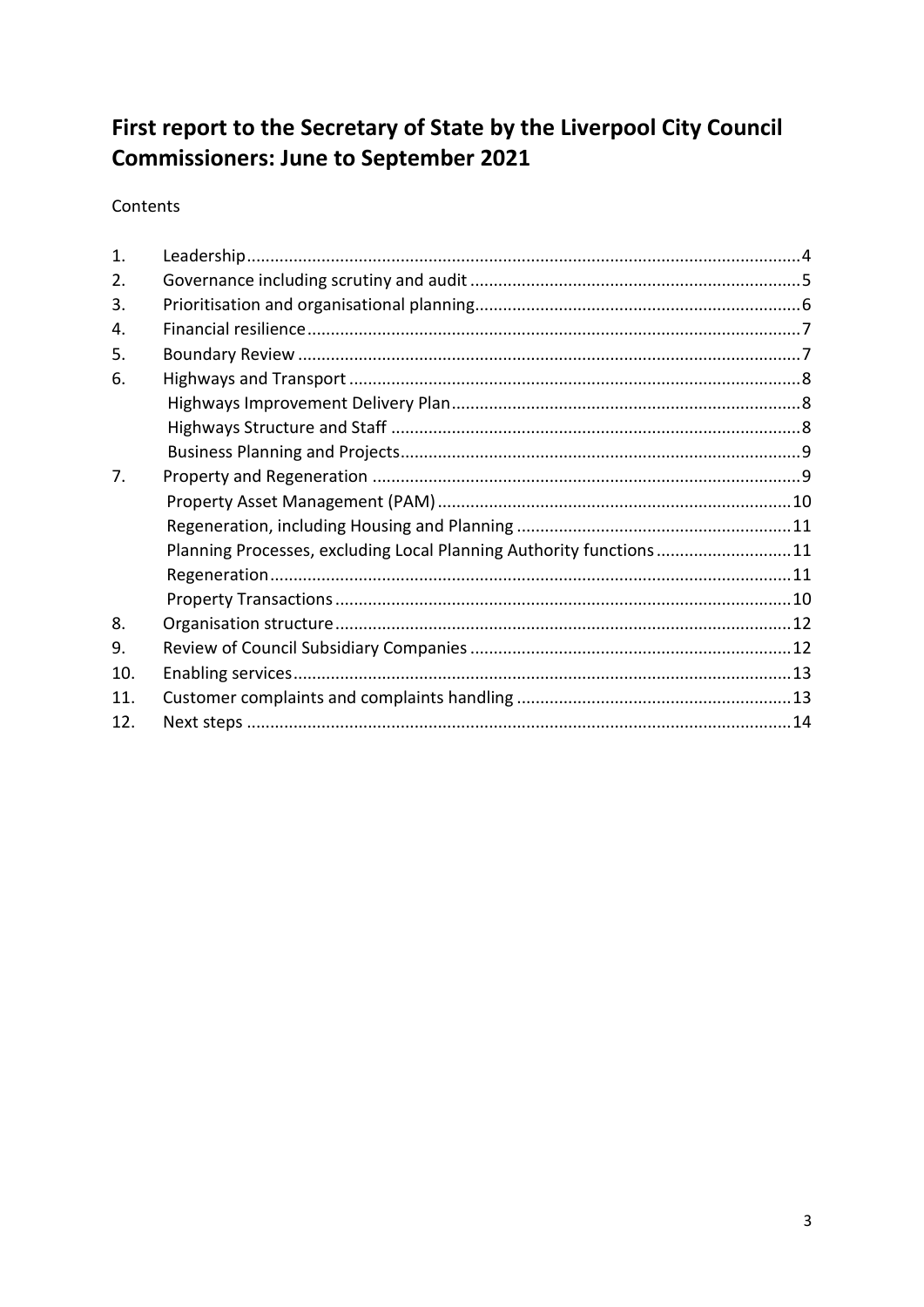# First report to the Secretary of State by the Liverpool City Council Commissioners: June to September 2021

Contents

| | | |
|---|---|---|
| 1. | Leadership | 4 |
| 2. | Governance including scrutiny and audit | 5 |
| 3. | Prioritisation and organisational planning | 6 |
| 4. | Financial resilience | 7 |
| 5. | Boundary Review | 7 |
| 6. | Highways and Transport | 8 |
| | Highways Improvement Delivery Plan | 8 |
| | Highways Structure and Staff | 8 |
| | Business Planning and Projects | 9 |
| 7. | Property and Regeneration | 9 |
| | Property Asset Management (PAM) | 10 |
| | Regeneration, including Housing and Planning | 11 |
| | Planning Processes, excluding Local Planning Authority functions | 11 |
| | Regeneration | 11 |
| | Property Transactions | 10 |
| 8. | Organisation structure | 12 |
| 9. | Review of Council Subsidiary Companies | 12 |
| 10. | Enabling services | 13 |
| 11. | Customer complaints and complaints handling | 13 |
| 12. | Next steps | 14 |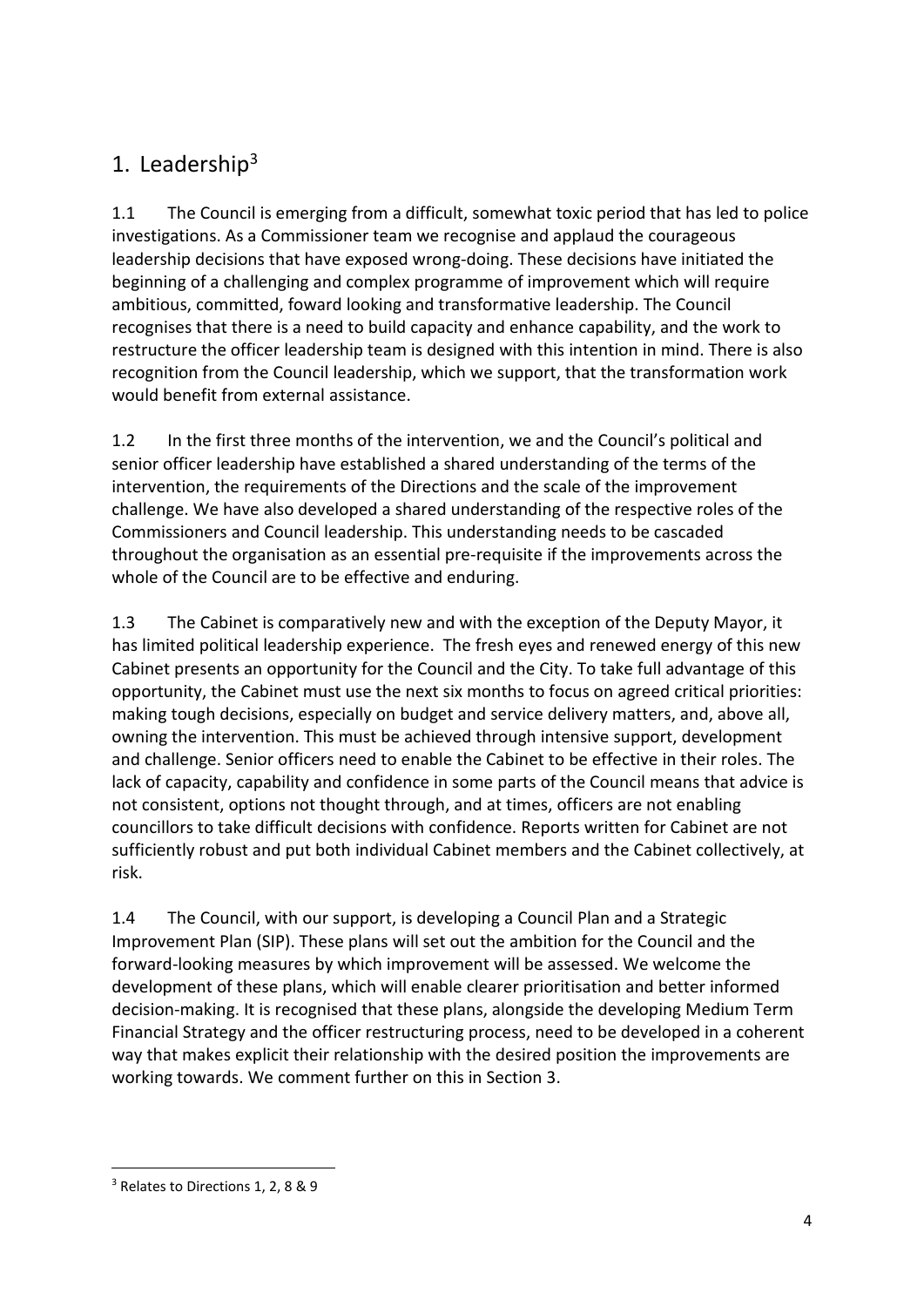## 1. Leadership[3]

1.1 The Council is emerging from a difficult, somewhat toxic period that has led to police investigations. As a Commissioner team we recognise and applaud the courageous leadership decisions that have exposed wrong-doing. These decisions have initiated the beginning of a challenging and complex programme of improvement which will require ambitious, committed, foward looking and transformative leadership. The Council recognises that there is a need to build capacity and enhance capability, and the work to restructure the officer leadership team is designed with this intention in mind. There is also recognition from the Council leadership, which we support, that the transformation work would benefit from external assistance.

1.2 In the first three months of the intervention, we and the Council's political and senior officer leadership have established a shared understanding of the terms of the intervention, the requirements of the Directions and the scale of the improvement challenge. We have also developed a shared understanding of the respective roles of the Commissioners and Council leadership. This understanding needs to be cascaded throughout the organisation as an essential pre-requisite if the improvements across the whole of the Council are to be effective and enduring.

1.3 The Cabinet is comparatively new and with the exception of the Deputy Mayor, it has limited political leadership experience. The fresh eyes and renewed energy of this new Cabinet presents an opportunity for the Council and the City. To take full advantage of this opportunity, the Cabinet must use the next six months to focus on agreed critical priorities: making tough decisions, especially on budget and service delivery matters, and, above all, owning the intervention. This must be achieved through intensive support, development and challenge. Senior officers need to enable the Cabinet to be effective in their roles. The lack of capacity, capability and confidence in some parts of the Council means that advice is not consistent, options not thought through, and at times, officers are not enabling councillors to take difficult decisions with confidence. Reports written for Cabinet are not sufficiently robust and put both individual Cabinet members and the Cabinet collectively, at risk.

1.4 The Council, with our support, is developing a Council Plan and a Strategic Improvement Plan (SIP). These plans will set out the ambition for the Council and the forward-looking measures by which improvement will be assessed. We welcome the development of these plans, which will enable clearer prioritisation and better informed decision-making. It is recognised that these plans, alongside the developing Medium Term Financial Strategy and the officer restructuring process, need to be developed in a coherent way that makes explicit their relationship with the desired position the improvements are working towards. We comment further on this in Section 3.

---

[3] Relates to Directions 1, 2, 8 & 9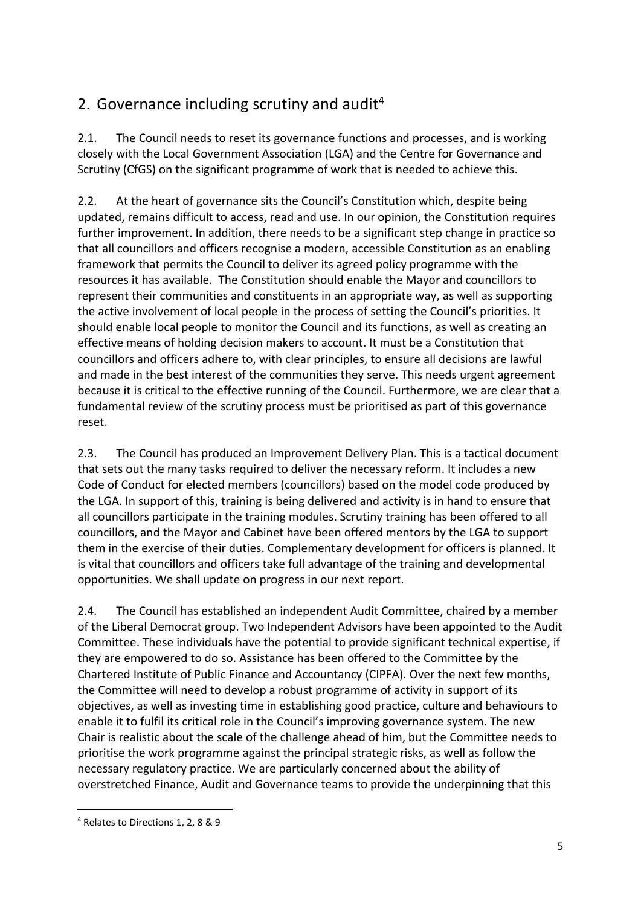## 2. Governance including scrutiny and audit[4]

2.1. The Council needs to reset its governance functions and processes, and is working closely with the Local Government Association (LGA) and the Centre for Governance and Scrutiny (CfGS) on the significant programme of work that is needed to achieve this.

2.2. At the heart of governance sits the Council's Constitution which, despite being updated, remains difficult to access, read and use. In our opinion, the Constitution requires further improvement. In addition, there needs to be a significant step change in practice so that all councillors and officers recognise a modern, accessible Constitution as an enabling framework that permits the Council to deliver its agreed policy programme with the resources it has available. The Constitution should enable the Mayor and councillors to represent their communities and constituents in an appropriate way, as well as supporting the active involvement of local people in the process of setting the Council's priorities. It should enable local people to monitor the Council and its functions, as well as creating an effective means of holding decision makers to account. It must be a Constitution that councillors and officers adhere to, with clear principles, to ensure all decisions are lawful and made in the best interest of the communities they serve. This needs urgent agreement because it is critical to the effective running of the Council. Furthermore, we are clear that a fundamental review of the scrutiny process must be prioritised as part of this governance reset.

2.3. The Council has produced an Improvement Delivery Plan. This is a tactical document that sets out the many tasks required to deliver the necessary reform. It includes a new Code of Conduct for elected members (councillors) based on the model code produced by the LGA. In support of this, training is being delivered and activity is in hand to ensure that all councillors participate in the training modules. Scrutiny training has been offered to all councillors, and the Mayor and Cabinet have been offered mentors by the LGA to support them in the exercise of their duties. Complementary development for officers is planned. It is vital that councillors and officers take full advantage of the training and developmental opportunities. We shall update on progress in our next report.

2.4. The Council has established an independent Audit Committee, chaired by a member of the Liberal Democrat group. Two Independent Advisors have been appointed to the Audit Committee. These individuals have the potential to provide significant technical expertise, if they are empowered to do so. Assistance has been offered to the Committee by the Chartered Institute of Public Finance and Accountancy (CIPFA). Over the next few months, the Committee will need to develop a robust programme of activity in support of its objectives, as well as investing time in establishing good practice, culture and behaviours to enable it to fulfil its critical role in the Council's improving governance system. The new Chair is realistic about the scale of the challenge ahead of him, but the Committee needs to prioritise the work programme against the principal strategic risks, as well as follow the necessary regulatory practice. We are particularly concerned about the ability of overstretched Finance, Audit and Governance teams to provide the underpinning that this

[4] Relates to Directions 1, 2, 8 & 9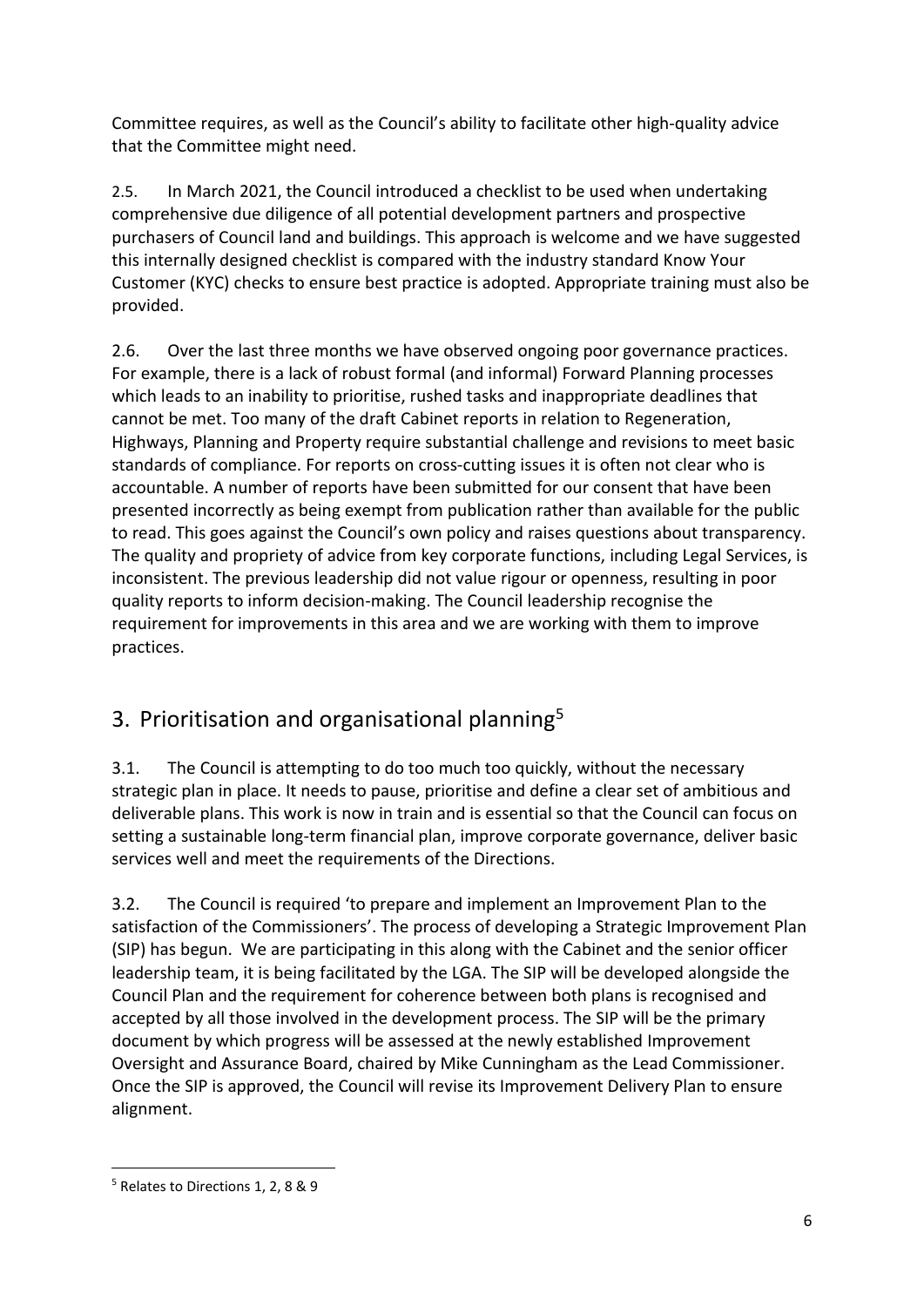Committee requires, as well as the Council's ability to facilitate other high-quality advice that the Committee might need.

2.5. In March 2021, the Council introduced a checklist to be used when undertaking comprehensive due diligence of all potential development partners and prospective purchasers of Council land and buildings. This approach is welcome and we have suggested this internally designed checklist is compared with the industry standard Know Your Customer (KYC) checks to ensure best practice is adopted. Appropriate training must also be provided.

2.6. Over the last three months we have observed ongoing poor governance practices. For example, there is a lack of robust formal (and informal) Forward Planning processes which leads to an inability to prioritise, rushed tasks and inappropriate deadlines that cannot be met. Too many of the draft Cabinet reports in relation to Regeneration, Highways, Planning and Property require substantial challenge and revisions to meet basic standards of compliance. For reports on cross-cutting issues it is often not clear who is accountable. A number of reports have been submitted for our consent that have been presented incorrectly as being exempt from publication rather than available for the public to read. This goes against the Council's own policy and raises questions about transparency. The quality and propriety of advice from key corporate functions, including Legal Services, is inconsistent. The previous leadership did not value rigour or openness, resulting in poor quality reports to inform decision-making. The Council leadership recognise the requirement for improvements in this area and we are working with them to improve practices.

## 3. Prioritisation and organisational planning[5]

3.1. The Council is attempting to do too much too quickly, without the necessary strategic plan in place. It needs to pause, prioritise and define a clear set of ambitious and deliverable plans. This work is now in train and is essential so that the Council can focus on setting a sustainable long-term financial plan, improve corporate governance, deliver basic services well and meet the requirements of the Directions.

3.2. The Council is required 'to prepare and implement an Improvement Plan to the satisfaction of the Commissioners'. The process of developing a Strategic Improvement Plan (SIP) has begun. We are participating in this along with the Cabinet and the senior officer leadership team, it is being facilitated by the LGA. The SIP will be developed alongside the Council Plan and the requirement for coherence between both plans is recognised and accepted by all those involved in the development process. The SIP will be the primary document by which progress will be assessed at the newly established Improvement Oversight and Assurance Board, chaired by Mike Cunningham as the Lead Commissioner. Once the SIP is approved, the Council will revise its Improvement Delivery Plan to ensure alignment.

[5] Relates to Directions 1, 2, 8 & 9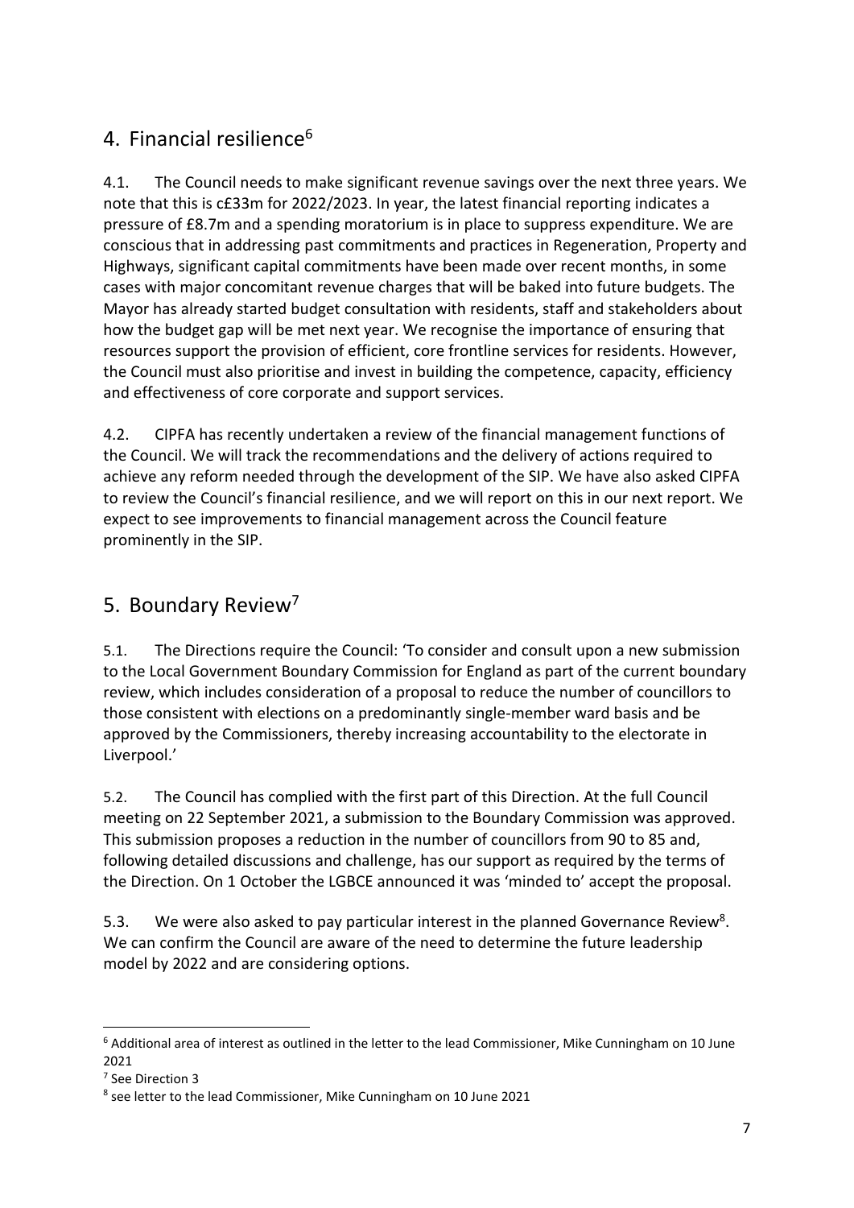## 4. Financial resilience[6]

4.1. The Council needs to make significant revenue savings over the next three years. We note that this is c£33m for 2022/2023. In year, the latest financial reporting indicates a pressure of £8.7m and a spending moratorium is in place to suppress expenditure. We are conscious that in addressing past commitments and practices in Regeneration, Property and Highways, significant capital commitments have been made over recent months, in some cases with major concomitant revenue charges that will be baked into future budgets. The Mayor has already started budget consultation with residents, staff and stakeholders about how the budget gap will be met next year. We recognise the importance of ensuring that resources support the provision of efficient, core frontline services for residents. However, the Council must also prioritise and invest in building the competence, capacity, efficiency and effectiveness of core corporate and support services.

4.2. CIPFA has recently undertaken a review of the financial management functions of the Council. We will track the recommendations and the delivery of actions required to achieve any reform needed through the development of the SIP. We have also asked CIPFA to review the Council's financial resilience, and we will report on this in our next report. We expect to see improvements to financial management across the Council feature prominently in the SIP.

## 5. Boundary Review[7]

5.1. The Directions require the Council: 'To consider and consult upon a new submission to the Local Government Boundary Commission for England as part of the current boundary review, which includes consideration of a proposal to reduce the number of councillors to those consistent with elections on a predominantly single-member ward basis and be approved by the Commissioners, thereby increasing accountability to the electorate in Liverpool.'

5.2. The Council has complied with the first part of this Direction. At the full Council meeting on 22 September 2021, a submission to the Boundary Commission was approved. This submission proposes a reduction in the number of councillors from 90 to 85 and, following detailed discussions and challenge, has our support as required by the terms of the Direction. On 1 October the LGBCE announced it was 'minded to' accept the proposal.

5.3. We were also asked to pay particular interest in the planned Governance Review[8]. We can confirm the Council are aware of the need to determine the future leadership model by 2022 and are considering options.

---

[6] Additional area of interest as outlined in the letter to the lead Commissioner, Mike Cunningham on 10 June 2021

[7] See Direction 3

[8] see letter to the lead Commissioner, Mike Cunningham on 10 June 2021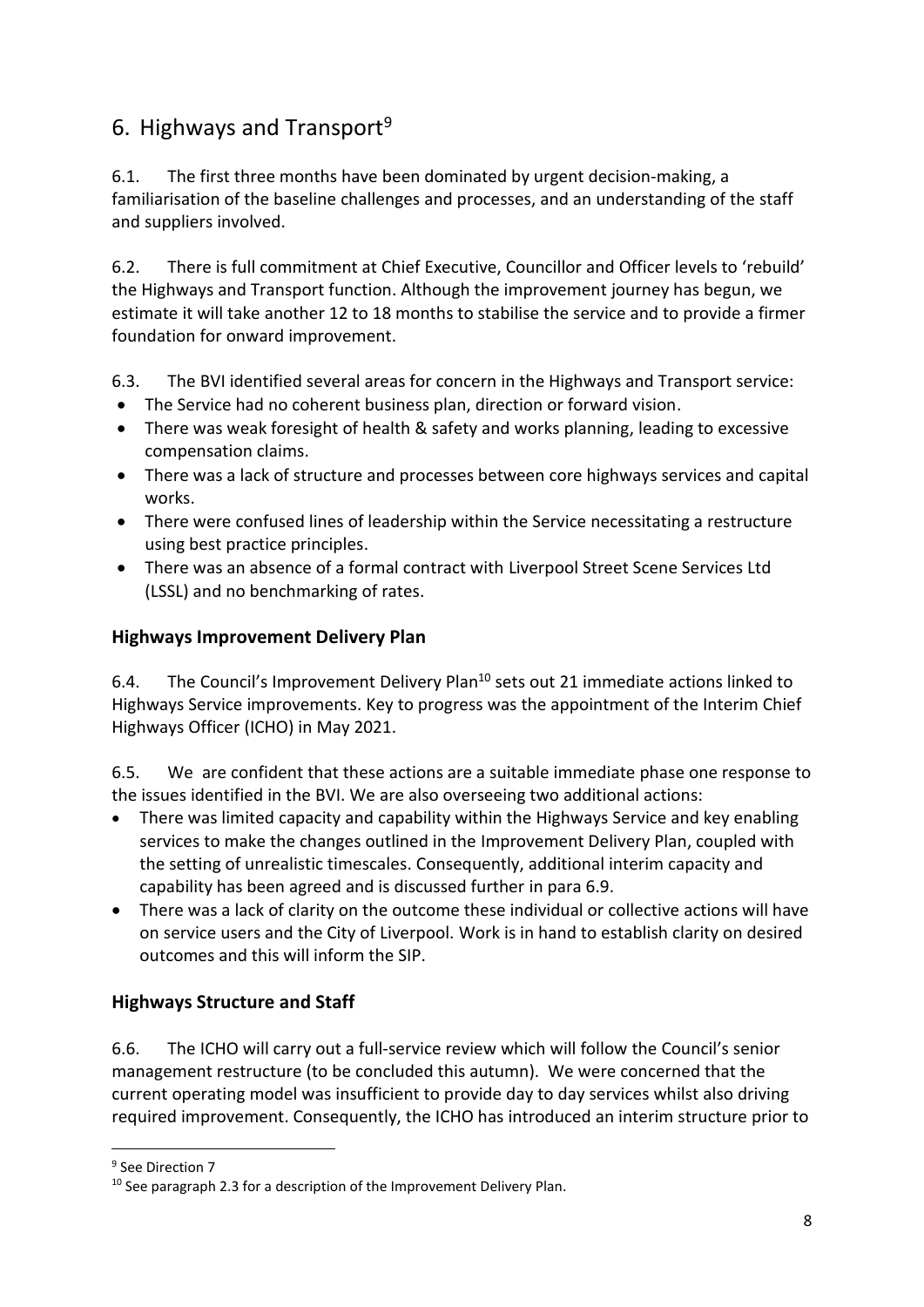## 6. Highways and Transport[9]

6.1. The first three months have been dominated by urgent decision-making, a familiarisation of the baseline challenges and processes, and an understanding of the staff and suppliers involved.

6.2. There is full commitment at Chief Executive, Councillor and Officer levels to 'rebuild' the Highways and Transport function. Although the improvement journey has begun, we estimate it will take another 12 to 18 months to stabilise the service and to provide a firmer foundation for onward improvement.

6.3. The BVI identified several areas for concern in the Highways and Transport service:

- The Service had no coherent business plan, direction or forward vision.
- There was weak foresight of health & safety and works planning, leading to excessive compensation claims.
- There was a lack of structure and processes between core highways services and capital works.
- There were confused lines of leadership within the Service necessitating a restructure using best practice principles.
- There was an absence of a formal contract with Liverpool Street Scene Services Ltd (LSSL) and no benchmarking of rates.

### Highways Improvement Delivery Plan

6.4. The Council's Improvement Delivery Plan[10] sets out 21 immediate actions linked to Highways Service improvements. Key to progress was the appointment of the Interim Chief Highways Officer (ICHO) in May 2021.

6.5. We are confident that these actions are a suitable immediate phase one response to the issues identified in the BVI. We are also overseeing two additional actions:

- There was limited capacity and capability within the Highways Service and key enabling services to make the changes outlined in the Improvement Delivery Plan, coupled with the setting of unrealistic timescales. Consequently, additional interim capacity and capability has been agreed and is discussed further in para 6.9.
- There was a lack of clarity on the outcome these individual or collective actions will have on service users and the City of Liverpool. Work is in hand to establish clarity on desired outcomes and this will inform the SIP.

### Highways Structure and Staff

6.6. The ICHO will carry out a full-service review which will follow the Council's senior management restructure (to be concluded this autumn). We were concerned that the current operating model was insufficient to provide day to day services whilst also driving required improvement. Consequently, the ICHO has introduced an interim structure prior to

---

[9] See Direction 7

[10] See paragraph 2.3 for a description of the Improvement Delivery Plan.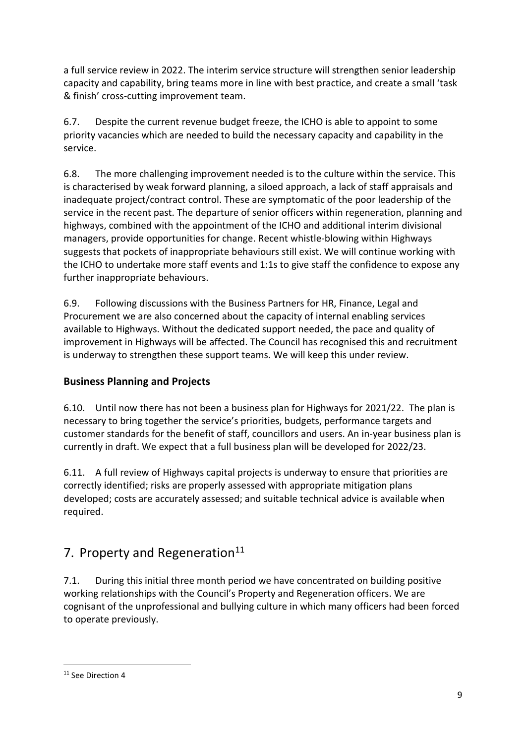a full service review in 2022. The interim service structure will strengthen senior leadership capacity and capability, bring teams more in line with best practice, and create a small 'task & finish' cross-cutting improvement team.

6.7. Despite the current revenue budget freeze, the ICHO is able to appoint to some priority vacancies which are needed to build the necessary capacity and capability in the service.

6.8. The more challenging improvement needed is to the culture within the service. This is characterised by weak forward planning, a siloed approach, a lack of staff appraisals and inadequate project/contract control. These are symptomatic of the poor leadership of the service in the recent past. The departure of senior officers within regeneration, planning and highways, combined with the appointment of the ICHO and additional interim divisional managers, provide opportunities for change. Recent whistle-blowing within Highways suggests that pockets of inappropriate behaviours still exist. We will continue working with the ICHO to undertake more staff events and 1:1s to give staff the confidence to expose any further inappropriate behaviours.

6.9. Following discussions with the Business Partners for HR, Finance, Legal and Procurement we are also concerned about the capacity of internal enabling services available to Highways. Without the dedicated support needed, the pace and quality of improvement in Highways will be affected. The Council has recognised this and recruitment is underway to strengthen these support teams. We will keep this under review.

### Business Planning and Projects

6.10. Until now there has not been a business plan for Highways for 2021/22. The plan is necessary to bring together the service's priorities, budgets, performance targets and customer standards for the benefit of staff, councillors and users. An in-year business plan is currently in draft. We expect that a full business plan will be developed for 2022/23.

6.11. A full review of Highways capital projects is underway to ensure that priorities are correctly identified; risks are properly assessed with appropriate mitigation plans developed; costs are accurately assessed; and suitable technical advice is available when required.

## 7. Property and Regeneration[11]

7.1. During this initial three month period we have concentrated on building positive working relationships with the Council's Property and Regeneration officers. We are cognisant of the unprofessional and bullying culture in which many officers had been forced to operate previously.

[11] See Direction 4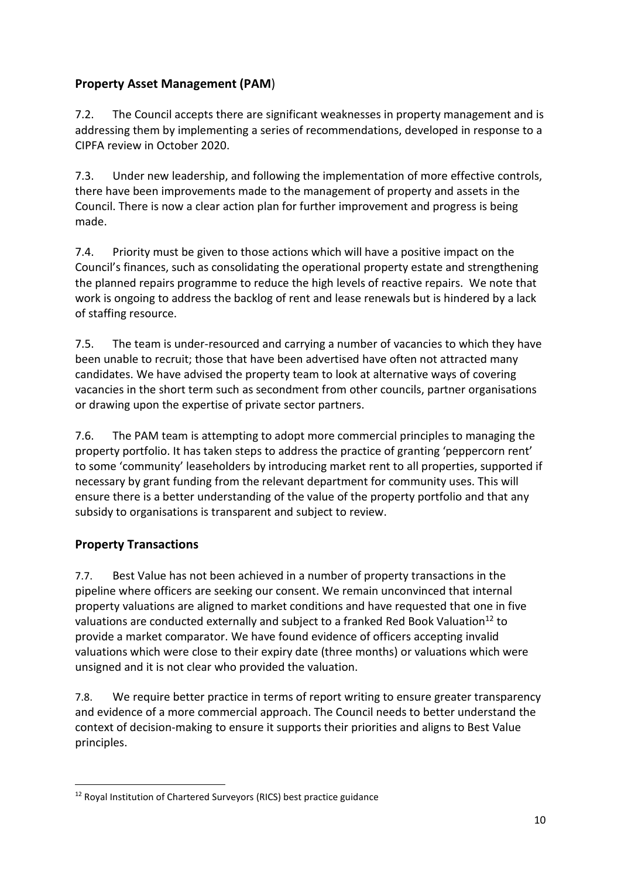## **Property Asset Management (PAM**)

7.2. The Council accepts there are significant weaknesses in property management and is addressing them by implementing a series of recommendations, developed in response to a CIPFA review in October 2020.

7.3. Under new leadership, and following the implementation of more effective controls, there have been improvements made to the management of property and assets in the Council. There is now a clear action plan for further improvement and progress is being made.

7.4. Priority must be given to those actions which will have a positive impact on the Council's finances, such as consolidating the operational property estate and strengthening the planned repairs programme to reduce the high levels of reactive repairs. We note that work is ongoing to address the backlog of rent and lease renewals but is hindered by a lack of staffing resource.

7.5. The team is under-resourced and carrying a number of vacancies to which they have been unable to recruit; those that have been advertised have often not attracted many candidates. We have advised the property team to look at alternative ways of covering vacancies in the short term such as secondment from other councils, partner organisations or drawing upon the expertise of private sector partners.

7.6. The PAM team is attempting to adopt more commercial principles to managing the property portfolio. It has taken steps to address the practice of granting 'peppercorn rent' to some 'community' leaseholders by introducing market rent to all properties, supported if necessary by grant funding from the relevant department for community uses. This will ensure there is a better understanding of the value of the property portfolio and that any subsidy to organisations is transparent and subject to review.

## **Property Transactions**

7.7. Best Value has not been achieved in a number of property transactions in the pipeline where officers are seeking our consent. We remain unconvinced that internal property valuations are aligned to market conditions and have requested that one in five valuations are conducted externally and subject to a franked Red Book Valuation[12] to provide a market comparator. We have found evidence of officers accepting invalid valuations which were close to their expiry date (three months) or valuations which were unsigned and it is not clear who provided the valuation.

7.8. We require better practice in terms of report writing to ensure greater transparency and evidence of a more commercial approach. The Council needs to better understand the context of decision-making to ensure it supports their priorities and aligns to Best Value principles.

---

[12] Royal Institution of Chartered Surveyors (RICS) best practice guidance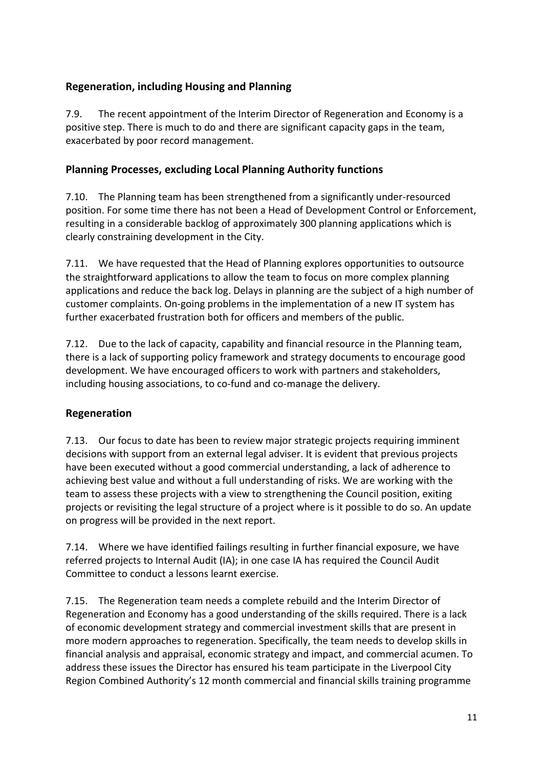## Regeneration, including Housing and Planning

7.9. The recent appointment of the Interim Director of Regeneration and Economy is a positive step. There is much to do and there are significant capacity gaps in the team, exacerbated by poor record management.

## Planning Processes, excluding Local Planning Authority functions

7.10. The Planning team has been strengthened from a significantly under-resourced position. For some time there has not been a Head of Development Control or Enforcement, resulting in a considerable backlog of approximately 300 planning applications which is clearly constraining development in the City.

7.11. We have requested that the Head of Planning explores opportunities to outsource the straightforward applications to allow the team to focus on more complex planning applications and reduce the back log. Delays in planning are the subject of a high number of customer complaints. On-going problems in the implementation of a new IT system has further exacerbated frustration both for officers and members of the public.

7.12. Due to the lack of capacity, capability and financial resource in the Planning team, there is a lack of supporting policy framework and strategy documents to encourage good development. We have encouraged officers to work with partners and stakeholders, including housing associations, to co-fund and co-manage the delivery.

## Regeneration

7.13. Our focus to date has been to review major strategic projects requiring imminent decisions with support from an external legal adviser. It is evident that previous projects have been executed without a good commercial understanding, a lack of adherence to achieving best value and without a full understanding of risks. We are working with the team to assess these projects with a view to strengthening the Council position, exiting projects or revisiting the legal structure of a project where is it possible to do so. An update on progress will be provided in the next report.

7.14. Where we have identified failings resulting in further financial exposure, we have referred projects to Internal Audit (IA); in one case IA has required the Council Audit Committee to conduct a lessons learnt exercise.

7.15. The Regeneration team needs a complete rebuild and the Interim Director of Regeneration and Economy has a good understanding of the skills required. There is a lack of economic development strategy and commercial investment skills that are present in more modern approaches to regeneration. Specifically, the team needs to develop skills in financial analysis and appraisal, economic strategy and impact, and commercial acumen. To address these issues the Director has ensured his team participate in the Liverpool City Region Combined Authority's 12 month commercial and financial skills training programme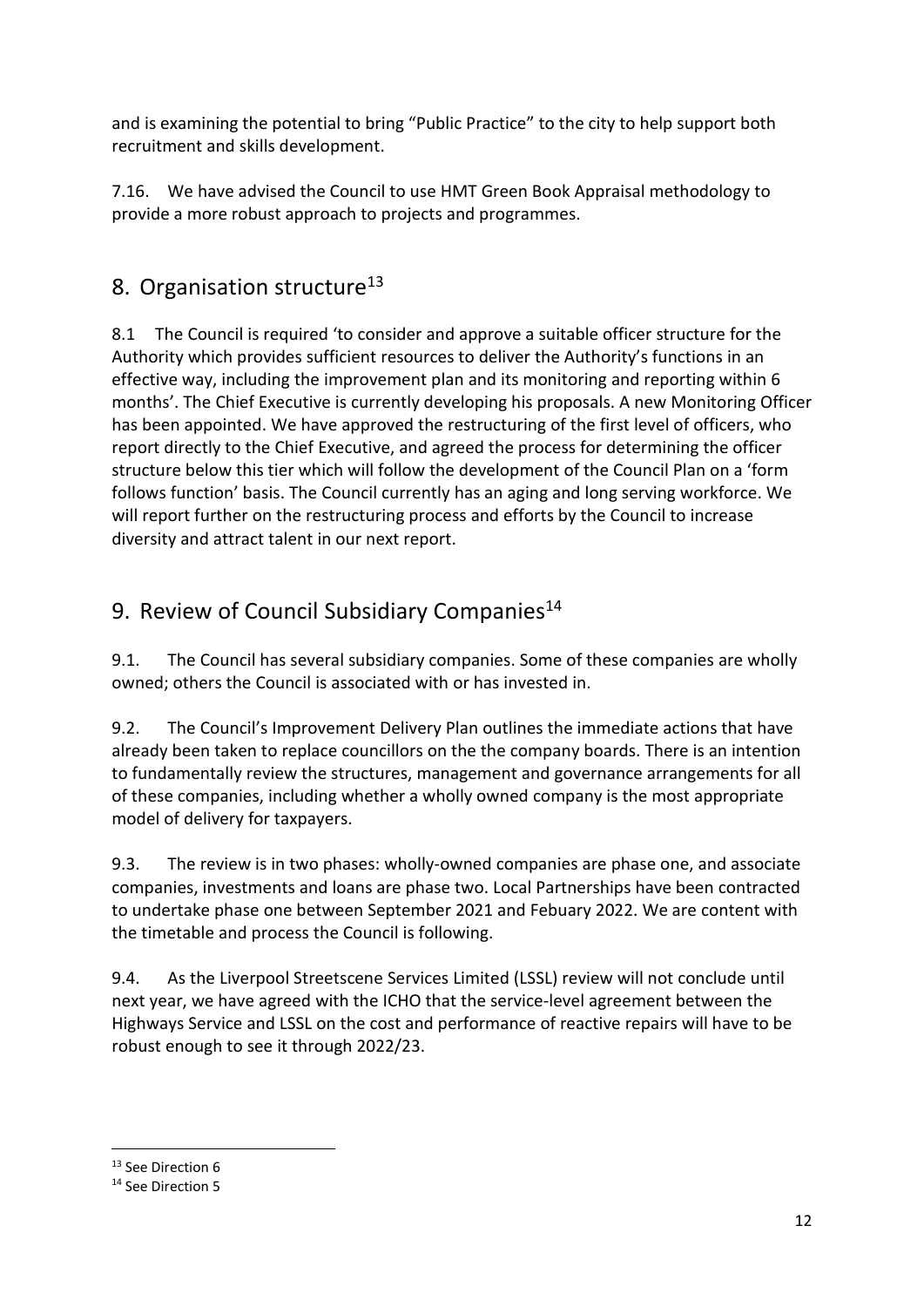and is examining the potential to bring "Public Practice" to the city to help support both recruitment and skills development.

7.16. We have advised the Council to use HMT Green Book Appraisal methodology to provide a more robust approach to projects and programmes.

## 8. Organisation structure[13]

8.1 The Council is required 'to consider and approve a suitable officer structure for the Authority which provides sufficient resources to deliver the Authority's functions in an effective way, including the improvement plan and its monitoring and reporting within 6 months'. The Chief Executive is currently developing his proposals. A new Monitoring Officer has been appointed. We have approved the restructuring of the first level of officers, who report directly to the Chief Executive, and agreed the process for determining the officer structure below this tier which will follow the development of the Council Plan on a 'form follows function' basis. The Council currently has an aging and long serving workforce. We will report further on the restructuring process and efforts by the Council to increase diversity and attract talent in our next report.

## 9. Review of Council Subsidiary Companies[14]

9.1. The Council has several subsidiary companies. Some of these companies are wholly owned; others the Council is associated with or has invested in.

9.2. The Council's Improvement Delivery Plan outlines the immediate actions that have already been taken to replace councillors on the the company boards. There is an intention to fundamentally review the structures, management and governance arrangements for all of these companies, including whether a wholly owned company is the most appropriate model of delivery for taxpayers.

9.3. The review is in two phases: wholly-owned companies are phase one, and associate companies, investments and loans are phase two. Local Partnerships have been contracted to undertake phase one between September 2021 and Febuary 2022. We are content with the timetable and process the Council is following.

9.4. As the Liverpool Streetscene Services Limited (LSSL) review will not conclude until next year, we have agreed with the ICHO that the service-level agreement between the Highways Service and LSSL on the cost and performance of reactive repairs will have to be robust enough to see it through 2022/23.

---

[13] See Direction 6

[14] See Direction 5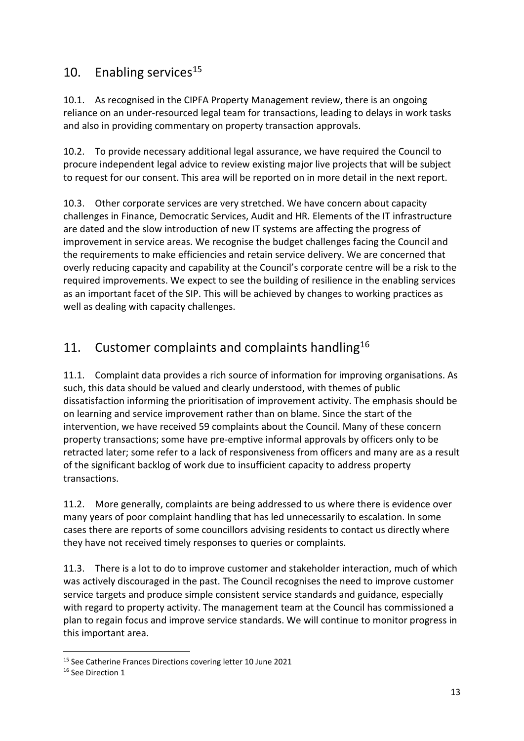## 10. Enabling services[15]

10.1. As recognised in the CIPFA Property Management review, there is an ongoing reliance on an under-resourced legal team for transactions, leading to delays in work tasks and also in providing commentary on property transaction approvals.

10.2. To provide necessary additional legal assurance, we have required the Council to procure independent legal advice to review existing major live projects that will be subject to request for our consent. This area will be reported on in more detail in the next report.

10.3. Other corporate services are very stretched. We have concern about capacity challenges in Finance, Democratic Services, Audit and HR. Elements of the IT infrastructure are dated and the slow introduction of new IT systems are affecting the progress of improvement in service areas. We recognise the budget challenges facing the Council and the requirements to make efficiencies and retain service delivery. We are concerned that overly reducing capacity and capability at the Council's corporate centre will be a risk to the required improvements. We expect to see the building of resilience in the enabling services as an important facet of the SIP. This will be achieved by changes to working practices as well as dealing with capacity challenges.

## 11. Customer complaints and complaints handling[16]

11.1. Complaint data provides a rich source of information for improving organisations. As such, this data should be valued and clearly understood, with themes of public dissatisfaction informing the prioritisation of improvement activity. The emphasis should be on learning and service improvement rather than on blame. Since the start of the intervention, we have received 59 complaints about the Council. Many of these concern property transactions; some have pre-emptive informal approvals by officers only to be retracted later; some refer to a lack of responsiveness from officers and many are as a result of the significant backlog of work due to insufficient capacity to address property transactions.

11.2. More generally, complaints are being addressed to us where there is evidence over many years of poor complaint handling that has led unnecessarily to escalation. In some cases there are reports of some councillors advising residents to contact us directly where they have not received timely responses to queries or complaints.

11.3. There is a lot to do to improve customer and stakeholder interaction, much of which was actively discouraged in the past. The Council recognises the need to improve customer service targets and produce simple consistent service standards and guidance, especially with regard to property activity. The management team at the Council has commissioned a plan to regain focus and improve service standards. We will continue to monitor progress in this important area.

---

[15] See Catherine Frances Directions covering letter 10 June 2021

[16] See Direction 1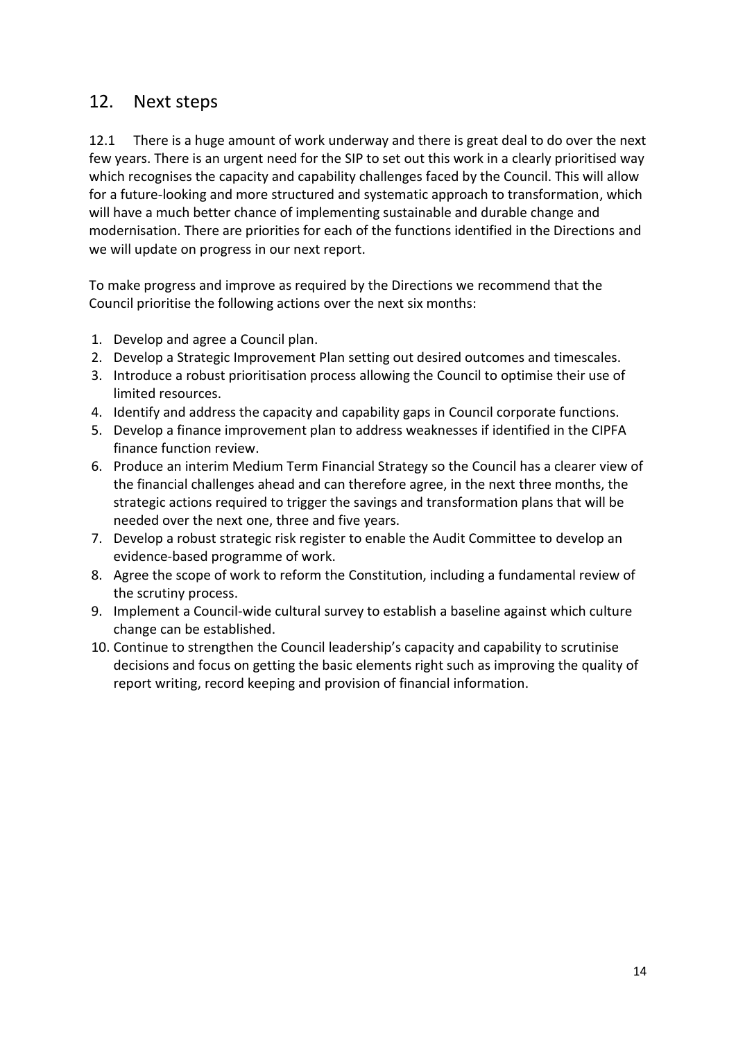## 12. Next steps

12.1 There is a huge amount of work underway and there is great deal to do over the next few years. There is an urgent need for the SIP to set out this work in a clearly prioritised way which recognises the capacity and capability challenges faced by the Council. This will allow for a future-looking and more structured and systematic approach to transformation, which will have a much better chance of implementing sustainable and durable change and modernisation. There are priorities for each of the functions identified in the Directions and we will update on progress in our next report.

To make progress and improve as required by the Directions we recommend that the Council prioritise the following actions over the next six months:

1. Develop and agree a Council plan.
2. Develop a Strategic Improvement Plan setting out desired outcomes and timescales.
3. Introduce a robust prioritisation process allowing the Council to optimise their use of limited resources.
4. Identify and address the capacity and capability gaps in Council corporate functions.
5. Develop a finance improvement plan to address weaknesses if identified in the CIPFA finance function review.
6. Produce an interim Medium Term Financial Strategy so the Council has a clearer view of the financial challenges ahead and can therefore agree, in the next three months, the strategic actions required to trigger the savings and transformation plans that will be needed over the next one, three and five years.
7. Develop a robust strategic risk register to enable the Audit Committee to develop an evidence-based programme of work.
8. Agree the scope of work to reform the Constitution, including a fundamental review of the scrutiny process.
9. Implement a Council-wide cultural survey to establish a baseline against which culture change can be established.
10. Continue to strengthen the Council leadership's capacity and capability to scrutinise decisions and focus on getting the basic elements right such as improving the quality of report writing, record keeping and provision of financial information.